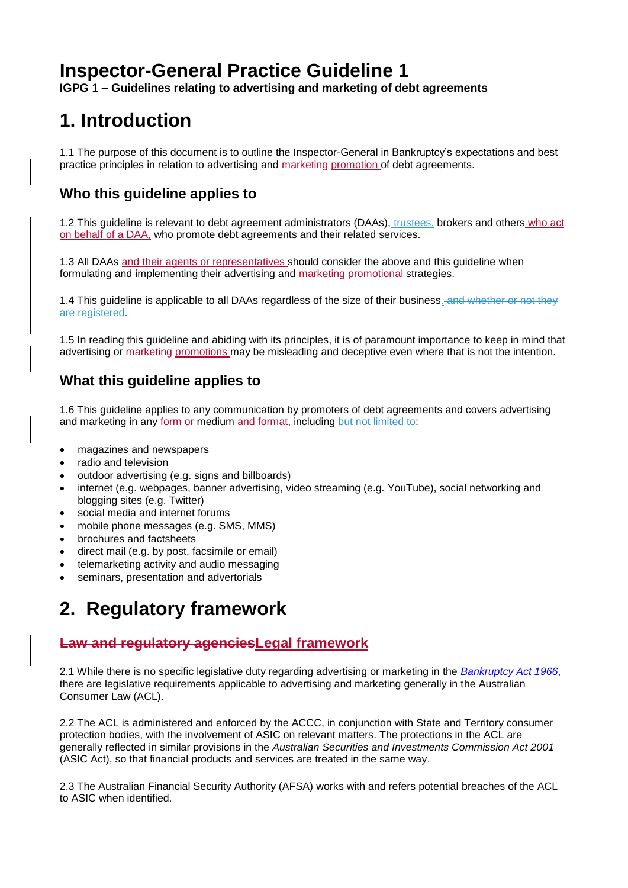# Inspector-General Practice Guideline 1

**IGPG 1 – Guidelines relating to advertising and marketing of debt agreements**

# 1. Introduction

1.1 The purpose of this document is to outline the Inspector-General in Bankruptcy's expectations and best practice principles in relation to advertising and ~~marketing~~ promotion of debt agreements.

## Who this guideline applies to

1.2 This guideline is relevant to debt agreement administrators (DAAs), trustees, brokers and others who act on behalf of a DAA, who promote debt agreements and their related services.

1.3 All DAAs and their agents or representatives should consider the above and this guideline when formulating and implementing their advertising and ~~marketing~~ promotional strategies.

1.4 This guideline is applicable to all DAAs regardless of the size of their business. ~~and whether or not they are registered.~~

1.5 In reading this guideline and abiding with its principles, it is of paramount importance to keep in mind that advertising or ~~marketing~~ promotions may be misleading and deceptive even where that is not the intention.

## What this guideline applies to

1.6 This guideline applies to any communication by promoters of debt agreements and covers advertising and marketing in any form or medium ~~and format~~, including but not limited to:

- magazines and newspapers
- radio and television
- outdoor advertising (e.g. signs and billboards)
- internet (e.g. webpages, banner advertising, video streaming (e.g. YouTube), social networking and blogging sites (e.g. Twitter)
- social media and internet forums
- mobile phone messages (e.g. SMS, MMS)
- brochures and factsheets
- direct mail (e.g. by post, facsimile or email)
- telemarketing activity and audio messaging
- seminars, presentation and advertorials

# 2. Regulatory framework

## ~~Law and regulatory agencies~~Legal framework

2.1 While there is no specific legislative duty regarding advertising or marketing in the *Bankruptcy Act 1966*, there are legislative requirements applicable to advertising and marketing generally in the Australian Consumer Law (ACL).

2.2 The ACL is administered and enforced by the ACCC, in conjunction with State and Territory consumer protection bodies, with the involvement of ASIC on relevant matters. The protections in the ACL are generally reflected in similar provisions in the *Australian Securities and Investments Commission Act 2001* (ASIC Act), so that financial products and services are treated in the same way.

2.3 The Australian Financial Security Authority (AFSA) works with and refers potential breaches of the ACL to ASIC when identified.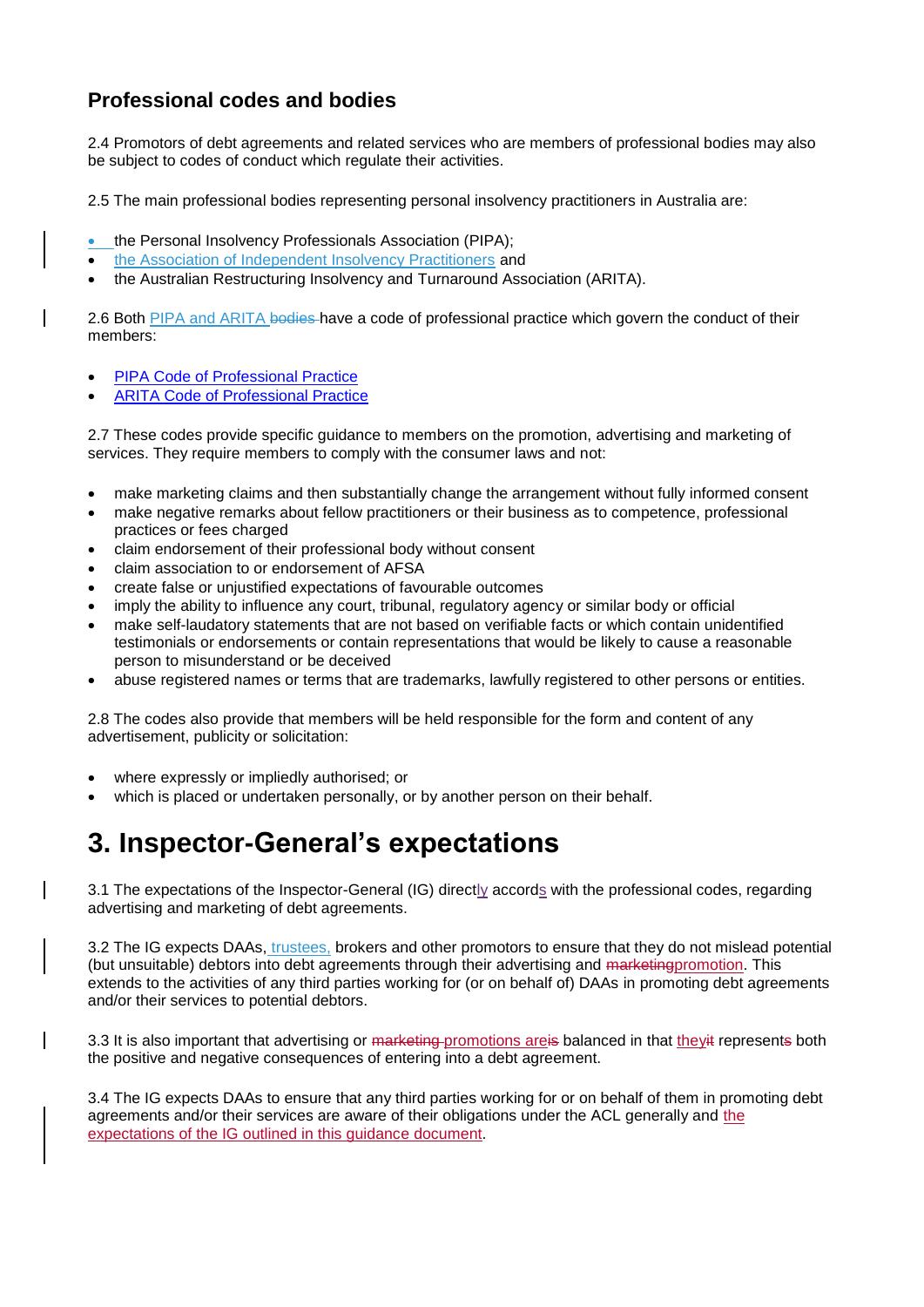## Professional codes and bodies

2.4 Promotors of debt agreements and related services who are members of professional bodies may also be subject to codes of conduct which regulate their activities.

2.5 The main professional bodies representing personal insolvency practitioners in Australia are:

- the Personal Insolvency Professionals Association (PIPA);
- the Association of Independent Insolvency Practitioners and
- the Australian Restructuring Insolvency and Turnaround Association (ARITA).

2.6 Both PIPA and ARITA have a code of professional practice which govern the conduct of their members:

- PIPA Code of Professional Practice
- ARITA Code of Professional Practice

2.7 These codes provide specific guidance to members on the promotion, advertising and marketing of services. They require members to comply with the consumer laws and not:

- make marketing claims and then substantially change the arrangement without fully informed consent
- make negative remarks about fellow practitioners or their business as to competence, professional practices or fees charged
- claim endorsement of their professional body without consent
- claim association to or endorsement of AFSA
- create false or unjustified expectations of favourable outcomes
- imply the ability to influence any court, tribunal, regulatory agency or similar body or official
- make self-laudatory statements that are not based on verifiable facts or which contain unidentified testimonials or endorsements or contain representations that would be likely to cause a reasonable person to misunderstand or be deceived
- abuse registered names or terms that are trademarks, lawfully registered to other persons or entities.

2.8 The codes also provide that members will be held responsible for the form and content of any advertisement, publicity or solicitation:

- where expressly or impliedly authorised; or
- which is placed or undertaken personally, or by another person on their behalf.

# 3. Inspector-General's expectations

3.1 The expectations of the Inspector-General (IG) directly accords with the professional codes, regarding advertising and marketing of debt agreements.

3.2 The IG expects DAAs, trustees, brokers and other promotors to ensure that they do not mislead potential (but unsuitable) debtors into debt agreements through their advertising and promotion. This extends to the activities of any third parties working for (or on behalf of) DAAs in promoting debt agreements and/or their services to potential debtors.

3.3 It is also important that advertising or promotions are balanced in that they represent both the positive and negative consequences of entering into a debt agreement.

3.4 The IG expects DAAs to ensure that any third parties working for or on behalf of them in promoting debt agreements and/or their services are aware of their obligations under the ACL generally and the expectations of the IG outlined in this guidance document.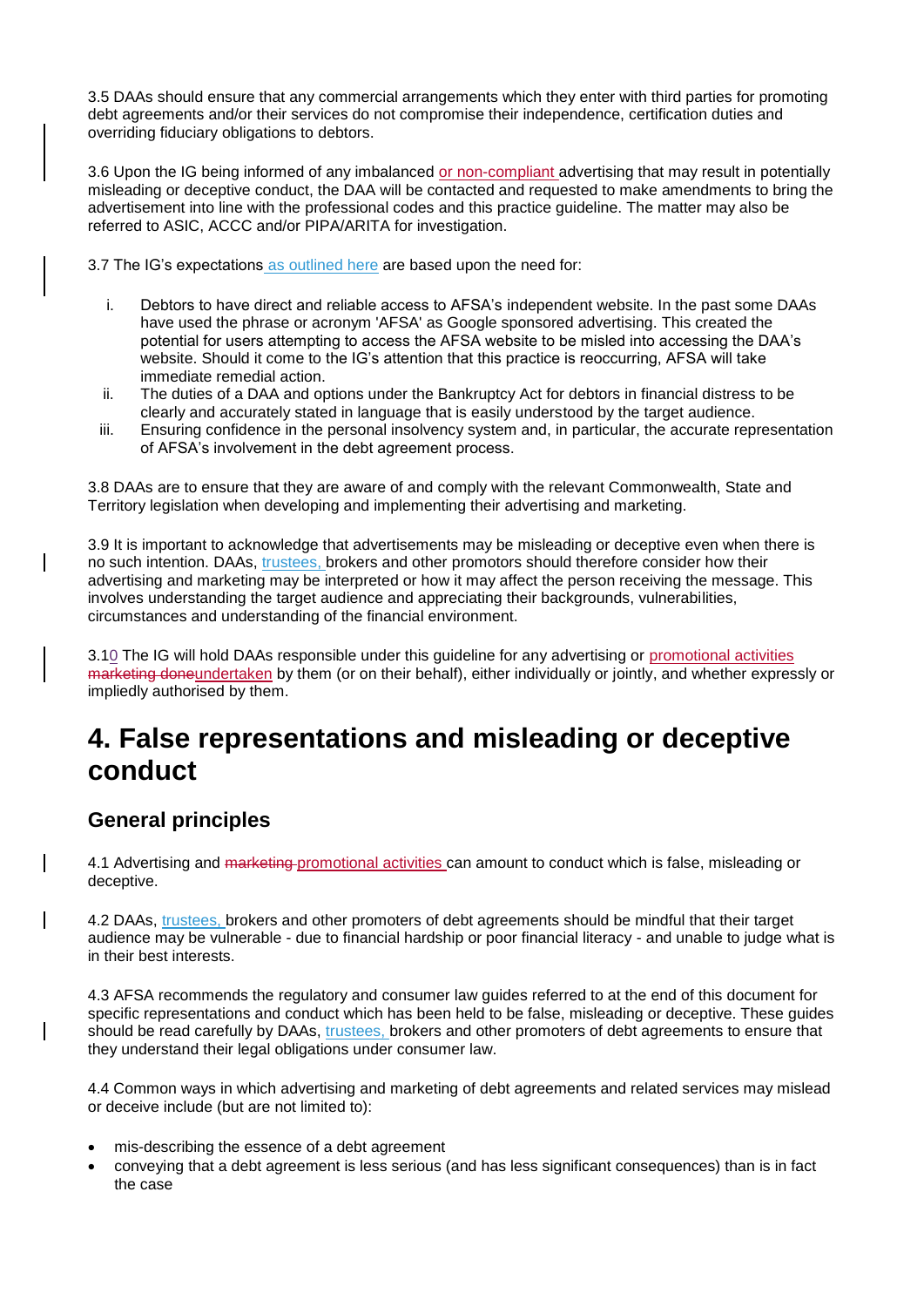3.5 DAAs should ensure that any commercial arrangements which they enter with third parties for promoting debt agreements and/or their services do not compromise their independence, certification duties and overriding fiduciary obligations to debtors.

3.6 Upon the IG being informed of any imbalanced or non-compliant advertising that may result in potentially misleading or deceptive conduct, the DAA will be contacted and requested to make amendments to bring the advertisement into line with the professional codes and this practice guideline. The matter may also be referred to ASIC, ACCC and/or PIPA/ARITA for investigation.

3.7 The IG's expectations as outlined here are based upon the need for:

i. Debtors to have direct and reliable access to AFSA's independent website. In the past some DAAs have used the phrase or acronym 'AFSA' as Google sponsored advertising. This created the potential for users attempting to access the AFSA website to be misled into accessing the DAA's website. Should it come to the IG's attention that this practice is reoccurring, AFSA will take immediate remedial action.
ii. The duties of a DAA and options under the Bankruptcy Act for debtors in financial distress to be clearly and accurately stated in language that is easily understood by the target audience.
iii. Ensuring confidence in the personal insolvency system and, in particular, the accurate representation of AFSA's involvement in the debt agreement process.

3.8 DAAs are to ensure that they are aware of and comply with the relevant Commonwealth, State and Territory legislation when developing and implementing their advertising and marketing.

3.9 It is important to acknowledge that advertisements may be misleading or deceptive even when there is no such intention. DAAs, trustees, brokers and other promotors should therefore consider how their advertising and marketing may be interpreted or how it may affect the person receiving the message. This involves understanding the target audience and appreciating their backgrounds, vulnerabilities, circumstances and understanding of the financial environment.

3.10 The IG will hold DAAs responsible under this guideline for any advertising or promotional activities ~~marketing done~~undertaken by them (or on their behalf), either individually or jointly, and whether expressly or impliedly authorised by them.

# 4. False representations and misleading or deceptive conduct

## General principles

4.1 Advertising and ~~marketing~~ promotional activities can amount to conduct which is false, misleading or deceptive.

4.2 DAAs, trustees, brokers and other promoters of debt agreements should be mindful that their target audience may be vulnerable - due to financial hardship or poor financial literacy - and unable to judge what is in their best interests.

4.3 AFSA recommends the regulatory and consumer law guides referred to at the end of this document for specific representations and conduct which has been held to be false, misleading or deceptive. These guides should be read carefully by DAAs, trustees, brokers and other promoters of debt agreements to ensure that they understand their legal obligations under consumer law.

4.4 Common ways in which advertising and marketing of debt agreements and related services may mislead or deceive include (but are not limited to):

- mis-describing the essence of a debt agreement
- conveying that a debt agreement is less serious (and has less significant consequences) than is in fact the case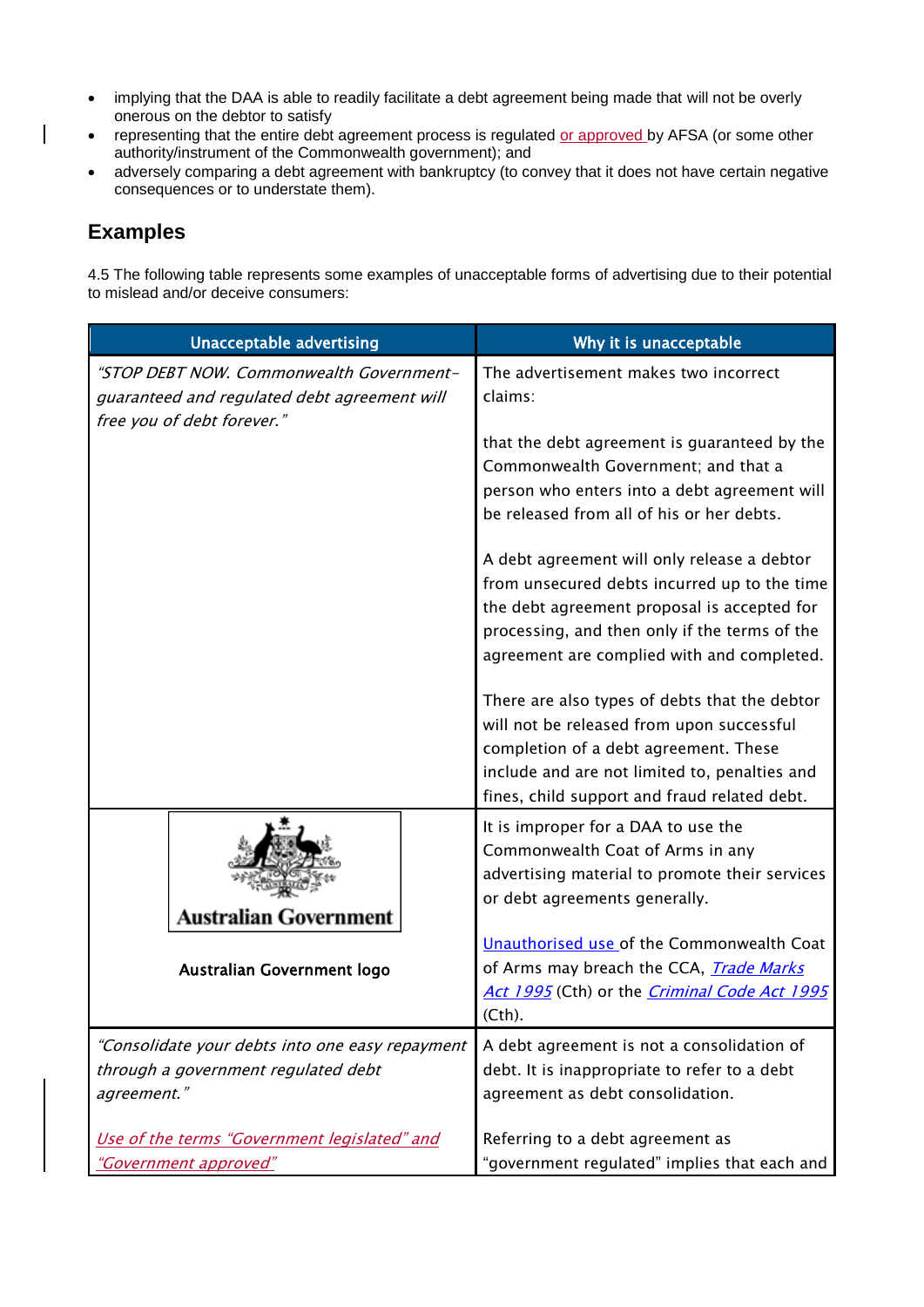- implying that the DAA is able to readily facilitate a debt agreement being made that will not be overly onerous on the debtor to satisfy
- representing that the entire debt agreement process is regulated or approved by AFSA (or some other authority/instrument of the Commonwealth government); and
- adversely comparing a debt agreement with bankruptcy (to convey that it does not have certain negative consequences or to understate them).

## Examples

4.5 The following table represents some examples of unacceptable forms of advertising due to their potential to mislead and/or deceive consumers:

| Unacceptable advertising | Why it is unacceptable |
|---|---|
| *"STOP DEBT NOW. Commonwealth Government-guaranteed and regulated debt agreement will free you of debt forever."* | The advertisement makes two incorrect claims:<br><br>that the debt agreement is guaranteed by the Commonwealth Government; and that a person who enters into a debt agreement will be released from all of his or her debts.<br><br>A debt agreement will only release a debtor from unsecured debts incurred up to the time the debt agreement proposal is accepted for processing, and then only if the terms of the agreement are complied with and completed.<br><br>There are also types of debts that the debtor will not be released from upon successful completion of a debt agreement. These include and are not limited to, penalties and fines, child support and fraud related debt. |
| Australian Government<br><br>Australian Government logo | It is improper for a DAA to use the Commonwealth Coat of Arms in any advertising material to promote their services or debt agreements generally.<br><br>Unauthorised use of the Commonwealth Coat of Arms may breach the CCA, *Trade Marks Act 1995* (Cth) or the *Criminal Code Act 1995* (Cth). |
| *"Consolidate your debts into one easy repayment through a government regulated debt agreement."*<br><br>*Use of the terms "Government legislated" and "Government approved"* | A debt agreement is not a consolidation of debt. It is inappropriate to refer to a debt agreement as debt consolidation.<br><br>Referring to a debt agreement as "government regulated" implies that each and |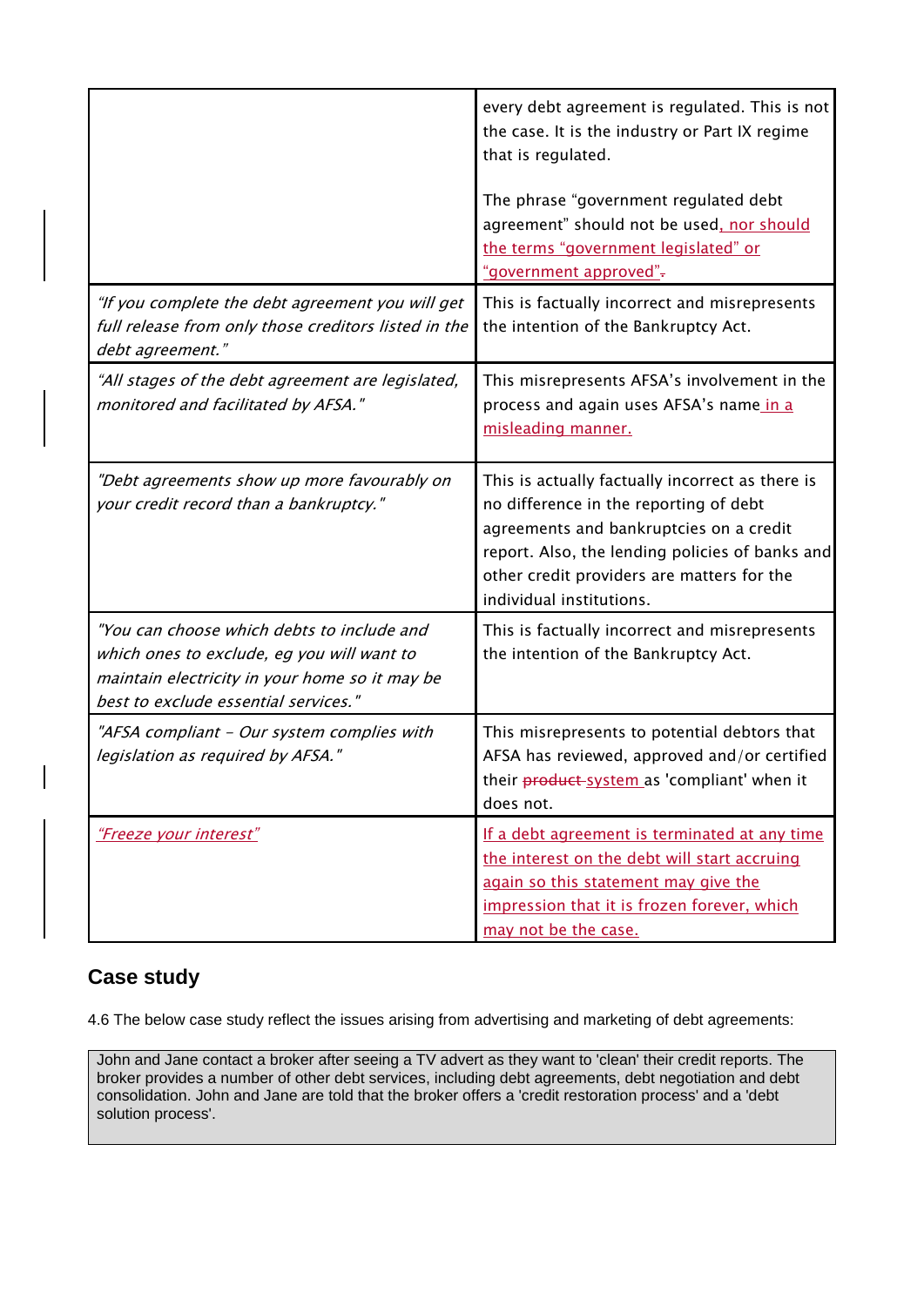| | |
|---|---|
| | every debt agreement is regulated. This is not the case. It is the industry or Part IX regime that is regulated.<br><br>The phrase "government regulated debt agreement" should not be used, nor should the terms "government legislated" or "government approved". |
| *"If you complete the debt agreement you will get full release from only those creditors listed in the debt agreement."* | This is factually incorrect and misrepresents the intention of the Bankruptcy Act. |
| *"All stages of the debt agreement are legislated, monitored and facilitated by AFSA."* | This misrepresents AFSA's involvement in the process and again uses AFSA's name in a misleading manner. |
| *"Debt agreements show up more favourably on your credit record than a bankruptcy."* | This is actually factually incorrect as there is no difference in the reporting of debt agreements and bankruptcies on a credit report. Also, the lending policies of banks and other credit providers are matters for the individual institutions. |
| *"You can choose which debts to include and which ones to exclude, eg you will want to maintain electricity in your home so it may be best to exclude essential services."* | This is factually incorrect and misrepresents the intention of the Bankruptcy Act. |
| *"AFSA compliant – Our system complies with legislation as required by AFSA."* | This misrepresents to potential debtors that AFSA has reviewed, approved and/or certified their ~~product~~ system as 'compliant' when it does not. |
| *"Freeze your interest"* | If a debt agreement is terminated at any time the interest on the debt will start accruing again so this statement may give the impression that it is frozen forever, which may not be the case. |

## Case study

4.6 The below case study reflect the issues arising from advertising and marketing of debt agreements:

| John and Jane contact a broker after seeing a TV advert as they want to 'clean' their credit reports. The broker provides a number of other debt services, including debt agreements, debt negotiation and debt consolidation. John and Jane are told that the broker offers a 'credit restoration process' and a 'debt solution process'. |
|---|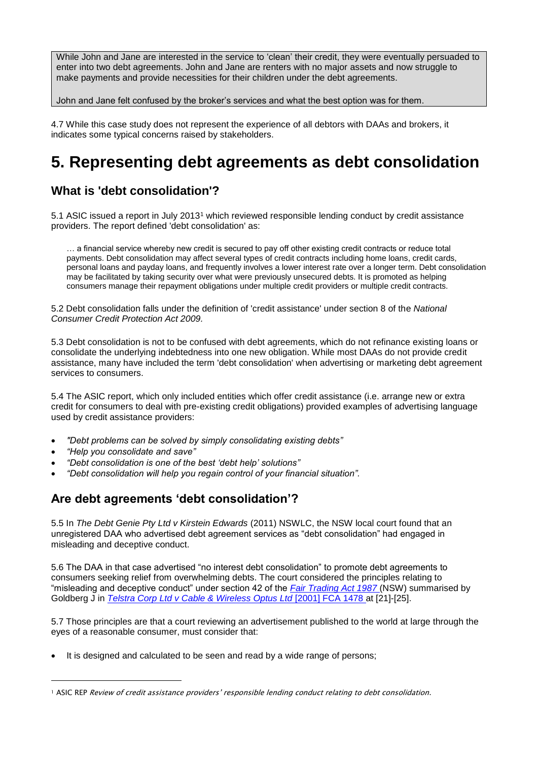While John and Jane are interested in the service to 'clean' their credit, they were eventually persuaded to enter into two debt agreements. John and Jane are renters with no major assets and now struggle to make payments and provide necessities for their children under the debt agreements.

John and Jane felt confused by the broker's services and what the best option was for them.

4.7 While this case study does not represent the experience of all debtors with DAAs and brokers, it indicates some typical concerns raised by stakeholders.

# 5. Representing debt agreements as debt consolidation

## What is 'debt consolidation'?

5.1 ASIC issued a report in July 2013[1] which reviewed responsible lending conduct by credit assistance providers. The report defined 'debt consolidation' as:

> … a financial service whereby new credit is secured to pay off other existing credit contracts or reduce total payments. Debt consolidation may affect several types of credit contracts including home loans, credit cards, personal loans and payday loans, and frequently involves a lower interest rate over a longer term. Debt consolidation may be facilitated by taking security over what were previously unsecured debts. It is promoted as helping consumers manage their repayment obligations under multiple credit providers or multiple credit contracts.

5.2 Debt consolidation falls under the definition of 'credit assistance' under section 8 of the *National Consumer Credit Protection Act 2009.*

5.3 Debt consolidation is not to be confused with debt agreements, which do not refinance existing loans or consolidate the underlying indebtedness into one new obligation. While most DAAs do not provide credit assistance, many have included the term 'debt consolidation' when advertising or marketing debt agreement services to consumers.

5.4 The ASIC report, which only included entities which offer credit assistance (i.e. arrange new or extra credit for consumers to deal with pre-existing credit obligations) provided examples of advertising language used by credit assistance providers:

- *"Debt problems can be solved by simply consolidating existing debts"*
- *"Help you consolidate and save"*
- *"Debt consolidation is one of the best 'debt help' solutions"*
- *"Debt consolidation will help you regain control of your financial situation".*

## Are debt agreements 'debt consolidation'?

5.5 In *The Debt Genie Pty Ltd v Kirstein Edwards* (2011) NSWLC, the NSW local court found that an unregistered DAA who advertised debt agreement services as "debt consolidation" had engaged in misleading and deceptive conduct.

5.6 The DAA in that case advertised "no interest debt consolidation" to promote debt agreements to consumers seeking relief from overwhelming debts. The court considered the principles relating to "misleading and deceptive conduct" under section 42 of the *Fair Trading Act 1987* (NSW) summarised by Goldberg J in *Telstra Corp Ltd v Cable & Wireless Optus Ltd* [2001] FCA 1478 at [21]-[25].

5.7 Those principles are that a court reviewing an advertisement published to the world at large through the eyes of a reasonable consumer, must consider that:

- It is designed and calculated to be seen and read by a wide range of persons;

[1] ASIC REP *Review of credit assistance providers' responsible lending conduct relating to debt consolidation.*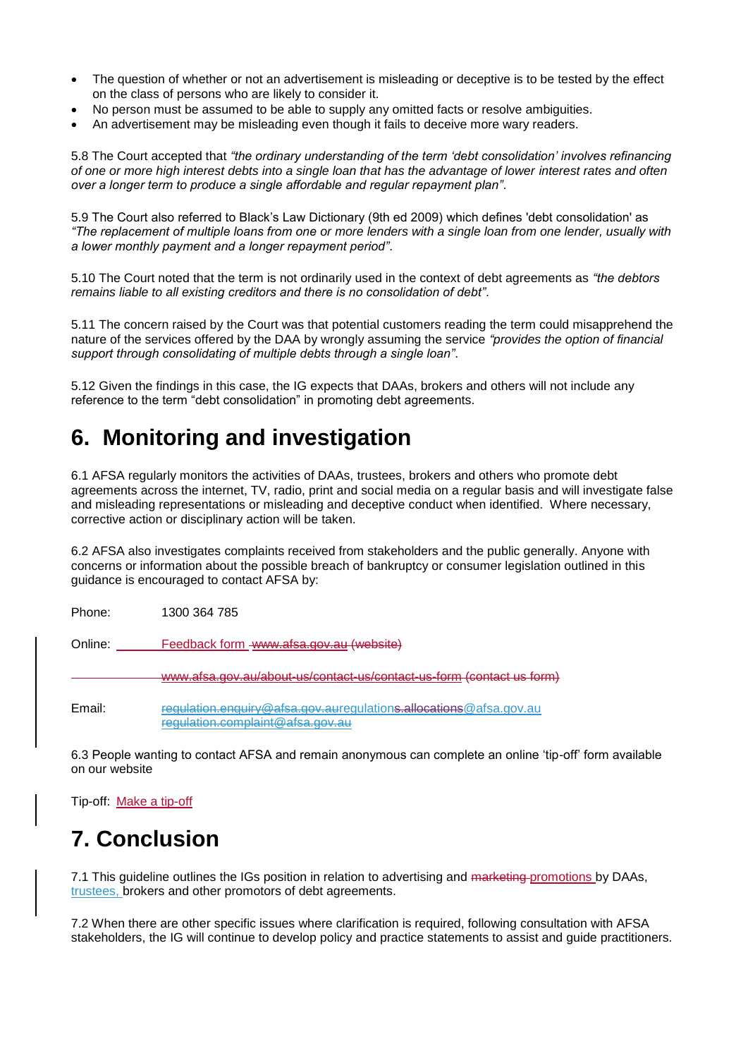- The question of whether or not an advertisement is misleading or deceptive is to be tested by the effect on the class of persons who are likely to consider it.
- No person must be assumed to be able to supply any omitted facts or resolve ambiguities.
- An advertisement may be misleading even though it fails to deceive more wary readers.

5.8 The Court accepted that *"the ordinary understanding of the term 'debt consolidation' involves refinancing of one or more high interest debts into a single loan that has the advantage of lower interest rates and often over a longer term to produce a single affordable and regular repayment plan"*.

5.9 The Court also referred to Black's Law Dictionary (9th ed 2009) which defines 'debt consolidation' as *"The replacement of multiple loans from one or more lenders with a single loan from one lender, usually with a lower monthly payment and a longer repayment period"*.

5.10 The Court noted that the term is not ordinarily used in the context of debt agreements as *"the debtors remains liable to all existing creditors and there is no consolidation of debt"*.

5.11 The concern raised by the Court was that potential customers reading the term could misapprehend the nature of the services offered by the DAA by wrongly assuming the service *"provides the option of financial support through consolidating of multiple debts through a single loan"*.

5.12 Given the findings in this case, the IG expects that DAAs, brokers and others will not include any reference to the term "debt consolidation" in promoting debt agreements.

# 6. Monitoring and investigation

6.1 AFSA regularly monitors the activities of DAAs, trustees, brokers and others who promote debt agreements across the internet, TV, radio, print and social media on a regular basis and will investigate false and misleading representations or misleading and deceptive conduct when identified. Where necessary, corrective action or disciplinary action will be taken.

6.2 AFSA also investigates complaints received from stakeholders and the public generally. Anyone with concerns or information about the possible breach of bankruptcy or consumer legislation outlined in this guidance is encouraged to contact AFSA by:

Phone: 1300 364 785

Online: Feedback form ~~www.afsa.gov.au (website)~~

~~www.afsa.gov.au/about-us/contact-us/contact-us-form (contact us form)~~

Email: regulation.enquiry@afsa.gov.auregulation~~s.allocations~~@afsa.gov.au
regulation.complaint@afsa.gov.au

6.3 People wanting to contact AFSA and remain anonymous can complete an online 'tip-off' form available on our website

Tip-off: Make a tip-off

# 7. Conclusion

7.1 This guideline outlines the IGs position in relation to advertising and ~~marketing~~ promotions by DAAs, trustees, brokers and other promotors of debt agreements.

7.2 When there are other specific issues where clarification is required, following consultation with AFSA stakeholders, the IG will continue to develop policy and practice statements to assist and guide practitioners.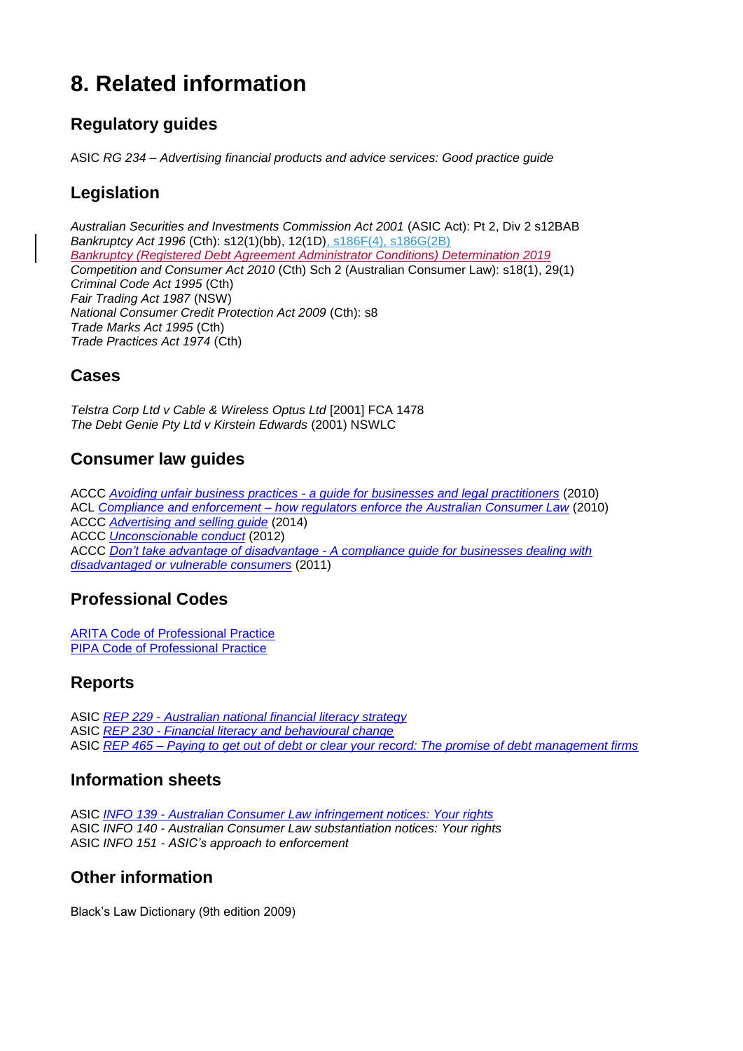# 8. Related information

## Regulatory guides

ASIC *RG 234 – Advertising financial products and advice services: Good practice guide*

## Legislation

*Australian Securities and Investments Commission Act 2001* (ASIC Act): Pt 2, Div 2 s12BAB
*Bankruptcy Act 1996* (Cth): s12(1)(bb), 12(1D), s186F(4), s186G(2B)
*Bankruptcy (Registered Debt Agreement Administrator Conditions) Determination 2019*
*Competition and Consumer Act 2010* (Cth) Sch 2 (Australian Consumer Law): s18(1), 29(1)
*Criminal Code Act 1995* (Cth)
*Fair Trading Act 1987* (NSW)
*National Consumer Credit Protection Act 2009* (Cth): s8
*Trade Marks Act 1995* (Cth)
*Trade Practices Act 1974* (Cth)

## Cases

*Telstra Corp Ltd v Cable & Wireless Optus Ltd* [2001] FCA 1478
*The Debt Genie Pty Ltd v Kirstein Edwards* (2001) NSWLC

## Consumer law guides

ACCC *Avoiding unfair business practices - a guide for businesses and legal practitioners* (2010)
ACL *Compliance and enforcement – how regulators enforce the Australian Consumer Law* (2010)
ACCC *Advertising and selling guide* (2014)
ACCC *Unconscionable conduct* (2012)
ACCC *Don't take advantage of disadvantage - A compliance guide for businesses dealing with disadvantaged or vulnerable consumers* (2011)

## Professional Codes

ARITA Code of Professional Practice
PIPA Code of Professional Practice

## Reports

ASIC *REP 229 - Australian national financial literacy strategy*
ASIC *REP 230 - Financial literacy and behavioural change*
ASIC *REP 465 – Paying to get out of debt or clear your record: The promise of debt management firms*

## Information sheets

ASIC *INFO 139 - Australian Consumer Law infringement notices: Your rights*
ASIC *INFO 140 - Australian Consumer Law substantiation notices: Your rights*
ASIC *INFO 151 - ASIC's approach to enforcement*

## Other information

Black's Law Dictionary (9th edition 2009)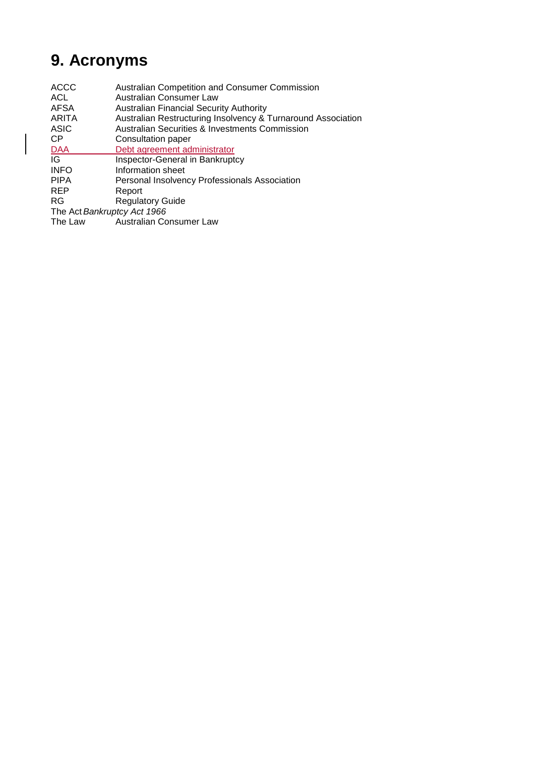# 9. Acronyms

| | |
|---|---|
| ACCC | Australian Competition and Consumer Commission |
| ACL | Australian Consumer Law |
| AFSA | Australian Financial Security Authority |
| ARITA | Australian Restructuring Insolvency & Turnaround Association |
| ASIC | Australian Securities & Investments Commission |
| CP | Consultation paper |
| DAA | Debt agreement administrator |
| IG | Inspector-General in Bankruptcy |
| INFO | Information sheet |
| PIPA | Personal Insolvency Professionals Association |
| REP | Report |
| RG | Regulatory Guide |
| The Act | *Bankruptcy Act 1966* |
| The Law | Australian Consumer Law |